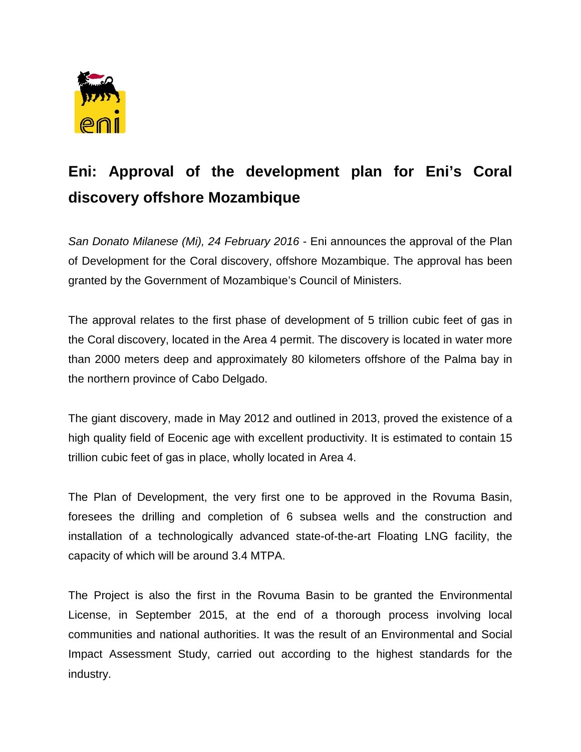# Eni: Approval of the development plan for Eni's Coral discovery offshore Mozambique

*San Donato Milanese (Mi), 24 February 2016* - Eni announces the approval of the Plan of Development for the Coral discovery, offshore Mozambique. The approval has been granted by the Government of Mozambique's Council of Ministers.

The approval relates to the first phase of development of 5 trillion cubic feet of gas in the Coral discovery, located in the Area 4 permit. The discovery is located in water more than 2000 meters deep and approximately 80 kilometers offshore of the Palma bay in the northern province of Cabo Delgado.

The giant discovery, made in May 2012 and outlined in 2013, proved the existence of a high quality field of Eocenic age with excellent productivity. It is estimated to contain 15 trillion cubic feet of gas in place, wholly located in Area 4.

The Plan of Development, the very first one to be approved in the Rovuma Basin, foresees the drilling and completion of 6 subsea wells and the construction and installation of a technologically advanced state-of-the-art Floating LNG facility, the capacity of which will be around 3.4 MTPA.

The Project is also the first in the Rovuma Basin to be granted the Environmental License, in September 2015, at the end of a thorough process involving local communities and national authorities. It was the result of an Environmental and Social Impact Assessment Study, carried out according to the highest standards for the industry.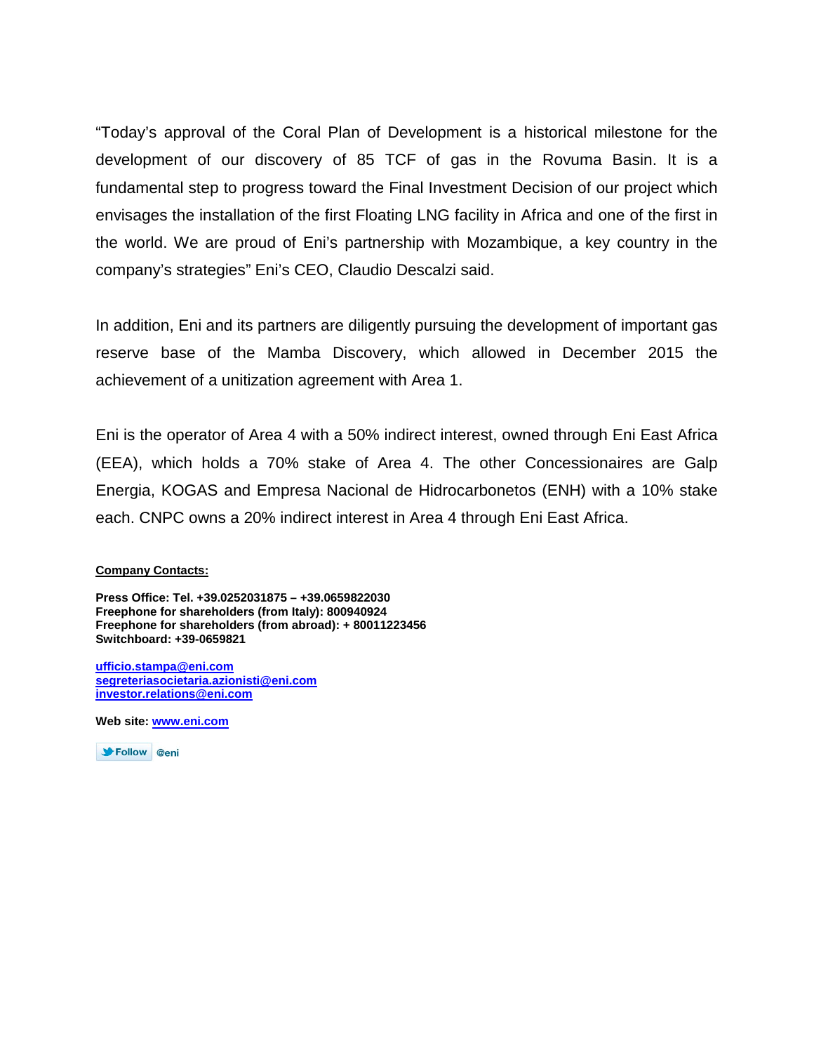"Today's approval of the Coral Plan of Development is a historical milestone for the development of our discovery of 85 TCF of gas in the Rovuma Basin. It is a fundamental step to progress toward the Final Investment Decision of our project which envisages the installation of the first Floating LNG facility in Africa and one of the first in the world. We are proud of Eni's partnership with Mozambique, a key country in the company's strategies" Eni's CEO, Claudio Descalzi said.

In addition, Eni and its partners are diligently pursuing the development of important gas reserve base of the Mamba Discovery, which allowed in December 2015 the achievement of a unitization agreement with Area 1.

Eni is the operator of Area 4 with a 50% indirect interest, owned through Eni East Africa (EEA), which holds a 70% stake of Area 4. The other Concessionaires are Galp Energia, KOGAS and Empresa Nacional de Hidrocarbonetos (ENH) with a 10% stake each. CNPC owns a 20% indirect interest in Area 4 through Eni East Africa.

**Company Contacts:**

**Press Office: Tel. +39.0252031875 – +39.0659822030**
**Freephone for shareholders (from Italy): 800940924**
**Freephone for shareholders (from abroad): + 80011223456**
**Switchboard: +39-0659821**

**ufficio.stampa@eni.com**
**segreteriasocietaria.azionisti@eni.com**
**investor.relations@eni.com**

**Web site: www.eni.com**

Follow @eni